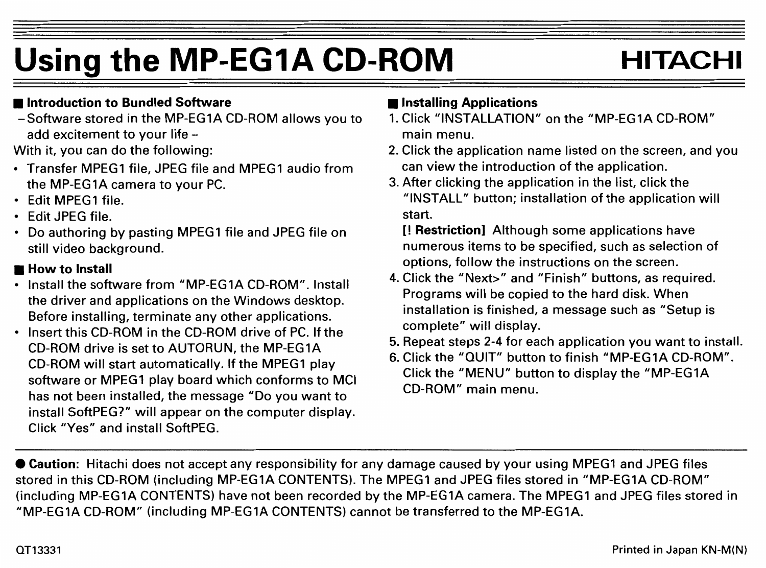# Using the MP-EG1A CD-ROM

**HITACHI**

## Introduction to Bundled Software

– Software stored in the MP-EG1A CD-ROM allows you to add excitement to your life –

With it, you can do the following:

- Transfer MPEG1 file, JPEG file and MPEG1 audio from the MP-EG1A camera to your PC.
- Edit MPEG1 file.
- Edit JPEG file.
- Do authoring by pasting MPEG1 file and JPEG file on still video background.

## How to Install

- Install the software from "MP-EG1A CD-ROM". Install the driver and applications on the Windows desktop. Before installing, terminate any other applications.
- Insert this CD-ROM in the CD-ROM drive of PC. If the CD-ROM drive is set to AUTORUN, the MP-EG1A CD-ROM will start automatically. If the MPEG1 play software or MPEG1 play board which conforms to MCI has not been installed, the message "Do you want to install SoftPEG?" will appear on the computer display. Click "Yes" and install SoftPEG.

## Installing Applications

1. Click "INSTALLATION" on the "MP-EG1A CD-ROM" main menu.
2. Click the application name listed on the screen, and you can view the introduction of the application.
3. After clicking the application in the list, click the "INSTALL" button; installation of the application will start.

   **[! Restriction]** Although some applications have numerous items to be specified, such as selection of options, follow the instructions on the screen.
4. Click the "Next>" and "Finish" buttons, as required. Programs will be copied to the hard disk. When installation is finished, a message such as "Setup is complete" will display.
5. Repeat steps 2-4 for each application you want to install.
6. Click the "QUIT" button to finish "MP-EG1A CD-ROM". Click the "MENU" button to display the "MP-EG1A CD-ROM" main menu.

---

● **Caution:** Hitachi does not accept any responsibility for any damage caused by your using MPEG1 and JPEG files stored in this CD-ROM (including MP-EG1A CONTENTS). The MPEG1 and JPEG files stored in "MP-EG1A CD-ROM" (including MP-EG1A CONTENTS) have not been recorded by the MP-EG1A camera. The MPEG1 and JPEG files stored in "MP-EG1A CD-ROM" (including MP-EG1A CONTENTS) cannot be transferred to the MP-EG1A.

QT13331

Printed in Japan KN-M(N)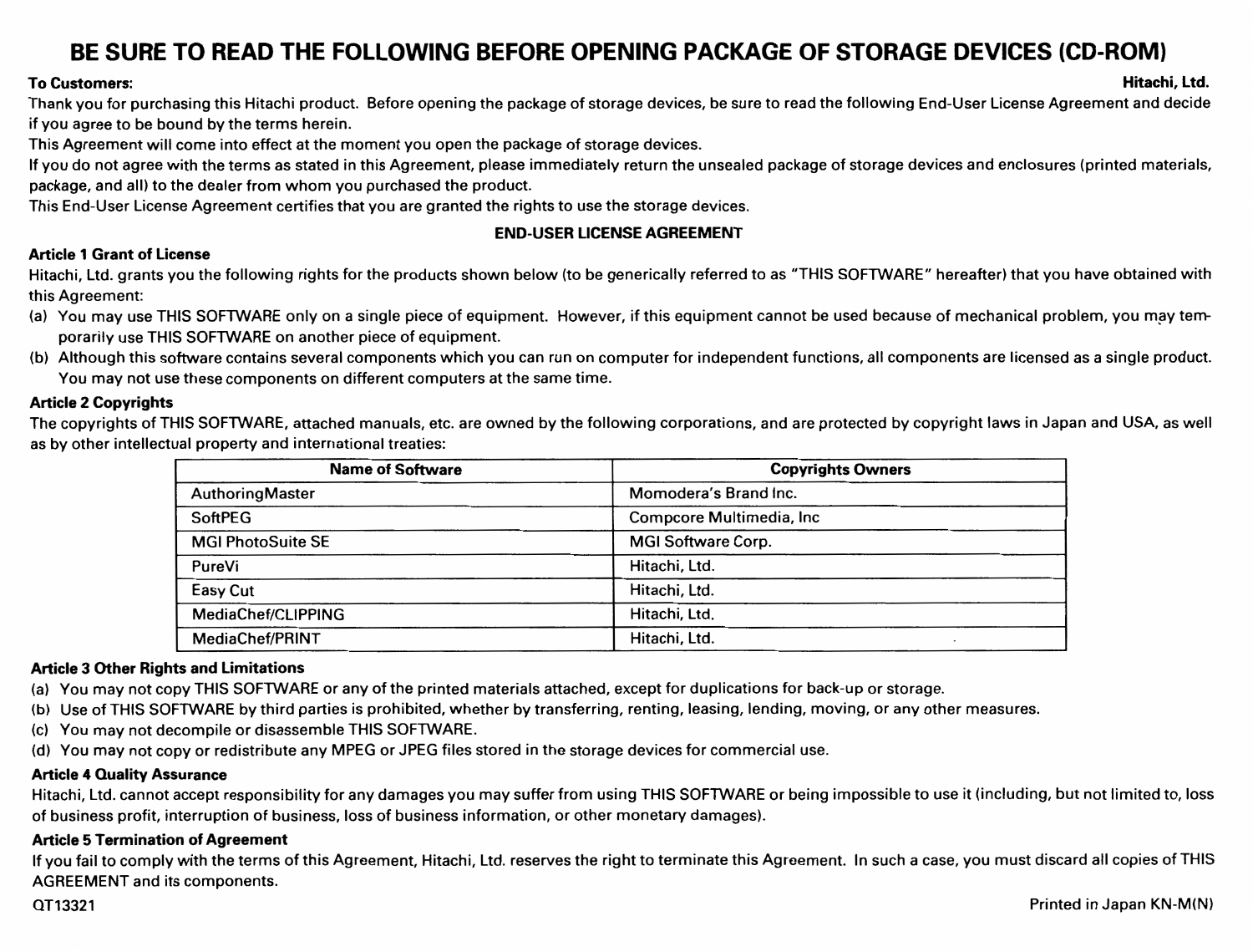# BE SURE TO READ THE FOLLOWING BEFORE OPENING PACKAGE OF STORAGE DEVICES (CD-ROM)

**To Customers:** **Hitachi, Ltd.**

Thank you for purchasing this Hitachi product. Before opening the package of storage devices, be sure to read the following End-User License Agreement and decide if you agree to be bound by the terms herein.

This Agreement will come into effect at the moment you open the package of storage devices.

If you do not agree with the terms as stated in this Agreement, please immediately return the unsealed package of storage devices and enclosures (printed materials, package, and all) to the dealer from whom you purchased the product.

This End-User License Agreement certifies that you are granted the rights to use the storage devices.

## END-USER LICENSE AGREEMENT

**Article 1 Grant of License**

Hitachi, Ltd. grants you the following rights for the products shown below (to be generically referred to as "THIS SOFTWARE" hereafter) that you have obtained with this Agreement:

(a) You may use THIS SOFTWARE only on a single piece of equipment. However, if this equipment cannot be used because of mechanical problem, you may temporarily use THIS SOFTWARE on another piece of equipment.

(b) Although this software contains several components which you can run on computer for independent functions, all components are licensed as a single product. You may not use these components on different computers at the same time.

**Article 2 Copyrights**

The copyrights of THIS SOFTWARE, attached manuals, etc. are owned by the following corporations, and are protected by copyright laws in Japan and USA, as well as by other intellectual property and international treaties:

| Name of Software | Copyrights Owners |
|---|---|
| AuthoringMaster | Momodera's Brand Inc. |
| SoftPEG | Compcore Multimedia, Inc |
| MGI PhotoSuite SE | MGI Software Corp. |
| PureVi | Hitachi, Ltd. |
| Easy Cut | Hitachi, Ltd. |
| MediaChef/CLIPPING | Hitachi, Ltd. |
| MediaChef/PRINT | Hitachi, Ltd. |

**Article 3 Other Rights and Limitations**

(a) You may not copy THIS SOFTWARE or any of the printed materials attached, except for duplications for back-up or storage.

(b) Use of THIS SOFTWARE by third parties is prohibited, whether by transferring, renting, leasing, lending, moving, or any other measures.

(c) You may not decompile or disassemble THIS SOFTWARE.

(d) You may not copy or redistribute any MPEG or JPEG files stored in the storage devices for commercial use.

**Article 4 Quality Assurance**

Hitachi, Ltd. cannot accept responsibility for any damages you may suffer from using THIS SOFTWARE or being impossible to use it (including, but not limited to, loss of business profit, interruption of business, loss of business information, or other monetary damages).

**Article 5 Termination of Agreement**

If you fail to comply with the terms of this Agreement, Hitachi, Ltd. reserves the right to terminate this Agreement. In such a case, you must discard all copies of THIS AGREEMENT and its components.

QT13321 Printed in Japan KN-M(N)